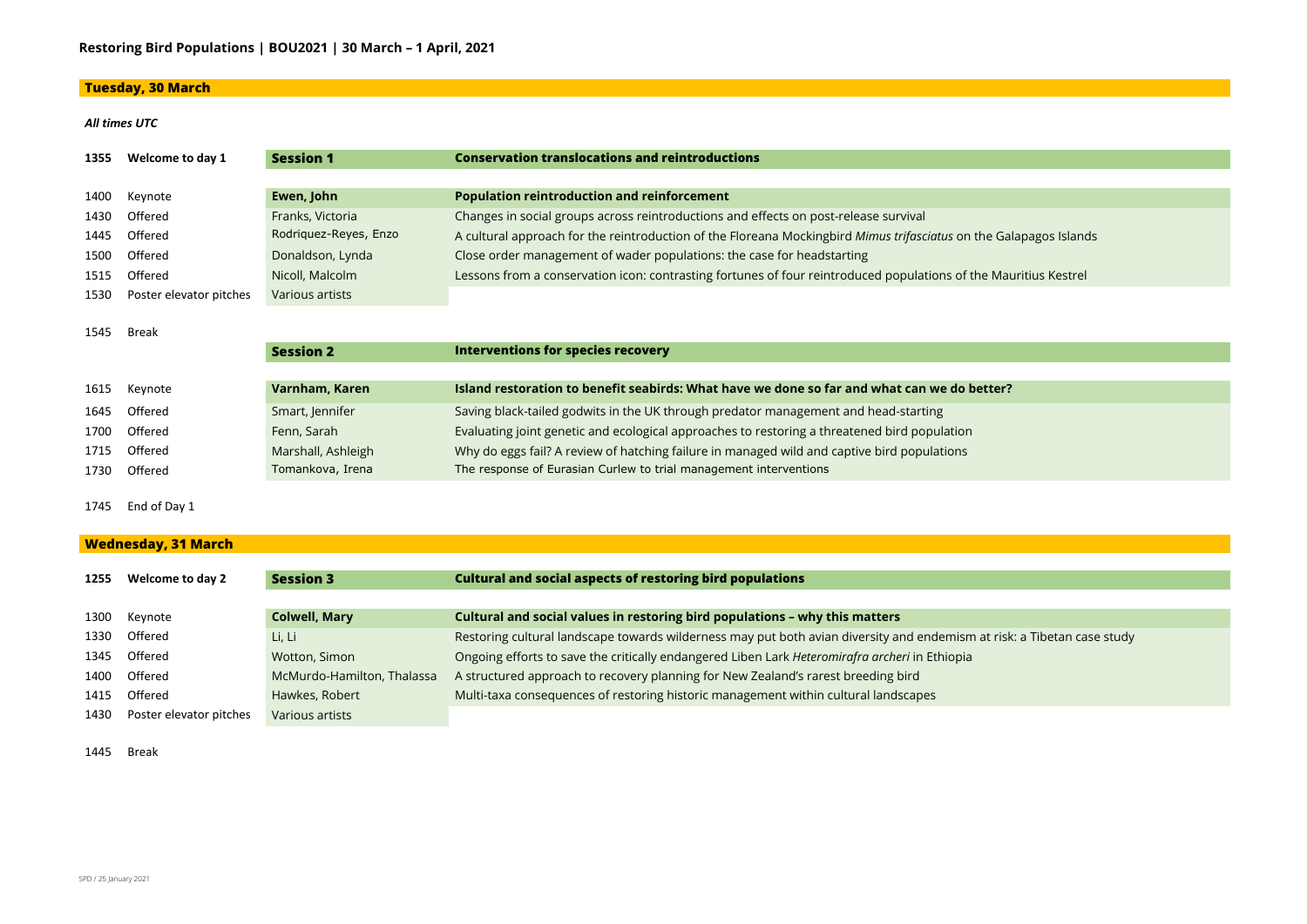# Restoring Bird Populations | BOU2021 | 30 March – 1 April, 2021

## Tuesday, 30 March

***All times UTC***

| | | | |
|---|---|---|---|
| **1355** | **Welcome to day 1** | **Session 1** | **Conservation translocations and reintroductions** |
| 1400 | Keynote | **Ewen, John** | **Population reintroduction and reinforcement** |
| 1430 | Offered | Franks, Victoria | Changes in social groups across reintroductions and effects on post-release survival |
| 1445 | Offered | Rodriquez-Reyes, Enzo | A cultural approach for the reintroduction of the Floreana Mockingbird *Mimus trifasciatus* on the Galapagos Islands |
| 1500 | Offered | Donaldson, Lynda | Close order management of wader populations: the case for headstarting |
| 1515 | Offered | Nicoll, Malcolm | Lessons from a conservation icon: contrasting fortunes of four reintroduced populations of the Mauritius Kestrel |
| 1530 | Poster elevator pitches | Various artists | |
| 1545 | Break | | |
| | | **Session 2** | **Interventions for species recovery** |
| 1615 | Keynote | **Varnham, Karen** | **Island restoration to benefit seabirds: What have we done so far and what can we do better?** |
| 1645 | Offered | Smart, Jennifer | Saving black-tailed godwits in the UK through predator management and head-starting |
| 1700 | Offered | Fenn, Sarah | Evaluating joint genetic and ecological approaches to restoring a threatened bird population |
| 1715 | Offered | Marshall, Ashleigh | Why do eggs fail? A review of hatching failure in managed wild and captive bird populations |
| 1730 | Offered | Tomankova, Irena | The response of Eurasian Curlew to trial management interventions |
| 1745 | End of Day 1 | | |

## Wednesday, 31 March

| | | | |
|---|---|---|---|
| **1255** | **Welcome to day 2** | **Session 3** | **Cultural and social aspects of restoring bird populations** |
| 1300 | Keynote | **Colwell, Mary** | **Cultural and social values in restoring bird populations – why this matters** |
| 1330 | Offered | Li, Li | Restoring cultural landscape towards wilderness may put both avian diversity and endemism at risk: a Tibetan case study |
| 1345 | Offered | Wotton, Simon | Ongoing efforts to save the critically endangered Liben Lark *Heteromirafra archeri* in Ethiopia |
| 1400 | Offered | McMurdo-Hamilton, Thalassa | A structured approach to recovery planning for New Zealand's rarest breeding bird |
| 1415 | Offered | Hawkes, Robert | Multi-taxa consequences of restoring historic management within cultural landscapes |
| 1430 | Poster elevator pitches | Various artists | |
| 1445 | Break | | |

SPD / 25 January 2021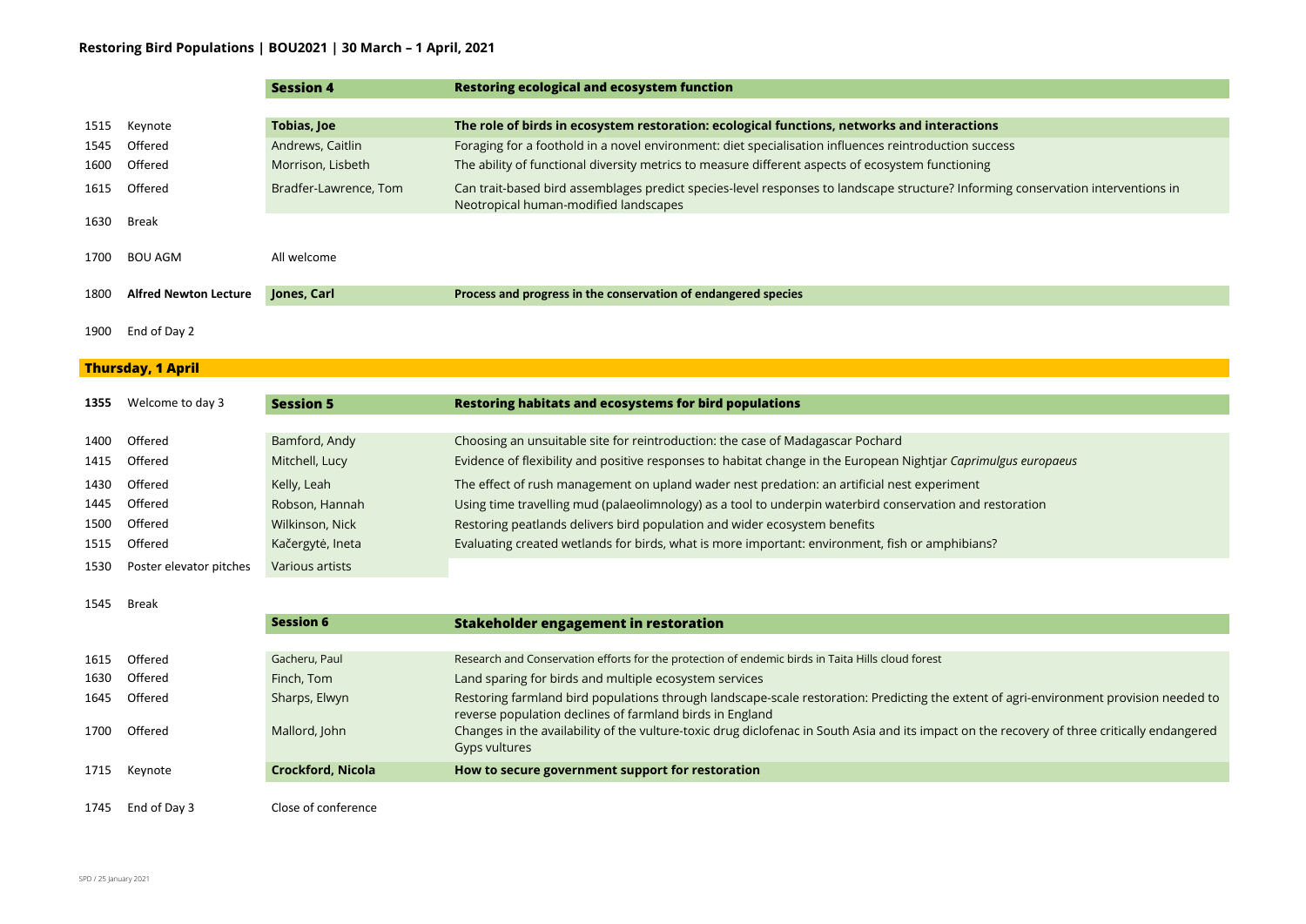## Restoring Bird Populations | BOU2021 | 30 March – 1 April, 2021

| | | | |
|---|---|---|---|
| | | **Session 4** | **Restoring ecological and ecosystem function** |
| 1515 | Keynote | **Tobias, Joe** | **The role of birds in ecosystem restoration: ecological functions, networks and interactions** |
| 1545 | Offered | Andrews, Caitlin | Foraging for a foothold in a novel environment: diet specialisation influences reintroduction success |
| 1600 | Offered | Morrison, Lisbeth | The ability of functional diversity metrics to measure different aspects of ecosystem functioning |
| 1615 | Offered | Bradfer-Lawrence, Tom | Can trait-based bird assemblages predict species-level responses to landscape structure? Informing conservation interventions in Neotropical human-modified landscapes |
| 1630 | Break | | |
| 1700 | BOU AGM | All welcome | |
| 1800 | **Alfred Newton Lecture** | **Jones, Carl** | **Process and progress in the conservation of endangered species** |
| 1900 | End of Day 2 | | |

### Thursday, 1 April

| | | | |
|---|---|---|---|
| **1355** | Welcome to day 3 | **Session 5** | **Restoring habitats and ecosystems for bird populations** |
| 1400 | Offered | Bamford, Andy | Choosing an unsuitable site for reintroduction: the case of Madagascar Pochard |
| 1415 | Offered | Mitchell, Lucy | Evidence of flexibility and positive responses to habitat change in the European Nightjar *Caprimulgus europaeus* |
| 1430 | Offered | Kelly, Leah | The effect of rush management on upland wader nest predation: an artificial nest experiment |
| 1445 | Offered | Robson, Hannah | Using time travelling mud (palaeolimnology) as a tool to underpin waterbird conservation and restoration |
| 1500 | Offered | Wilkinson, Nick | Restoring peatlands delivers bird population and wider ecosystem benefits |
| 1515 | Offered | Kačergytė, Ineta | Evaluating created wetlands for birds, what is more important: environment, fish or amphibians? |
| 1530 | Poster elevator pitches | Various artists | |
| 1545 | Break | | |
| | | **Session 6** | **Stakeholder engagement in restoration** |
| 1615 | Offered | Gacheru, Paul | Research and Conservation efforts for the protection of endemic birds in Taita Hills cloud forest |
| 1630 | Offered | Finch, Tom | Land sparing for birds and multiple ecosystem services |
| 1645 | Offered | Sharps, Elwyn | Restoring farmland bird populations through landscape-scale restoration: Predicting the extent of agri-environment provision needed to reverse population declines of farmland birds in England |
| 1700 | Offered | Mallord, John | Changes in the availability of the vulture-toxic drug diclofenac in South Asia and its impact on the recovery of three critically endangered Gyps vultures |
| 1715 | Keynote | **Crockford, Nicola** | **How to secure government support for restoration** |
| 1745 | End of Day 3 | Close of conference | |

SPD / 25 January 2021